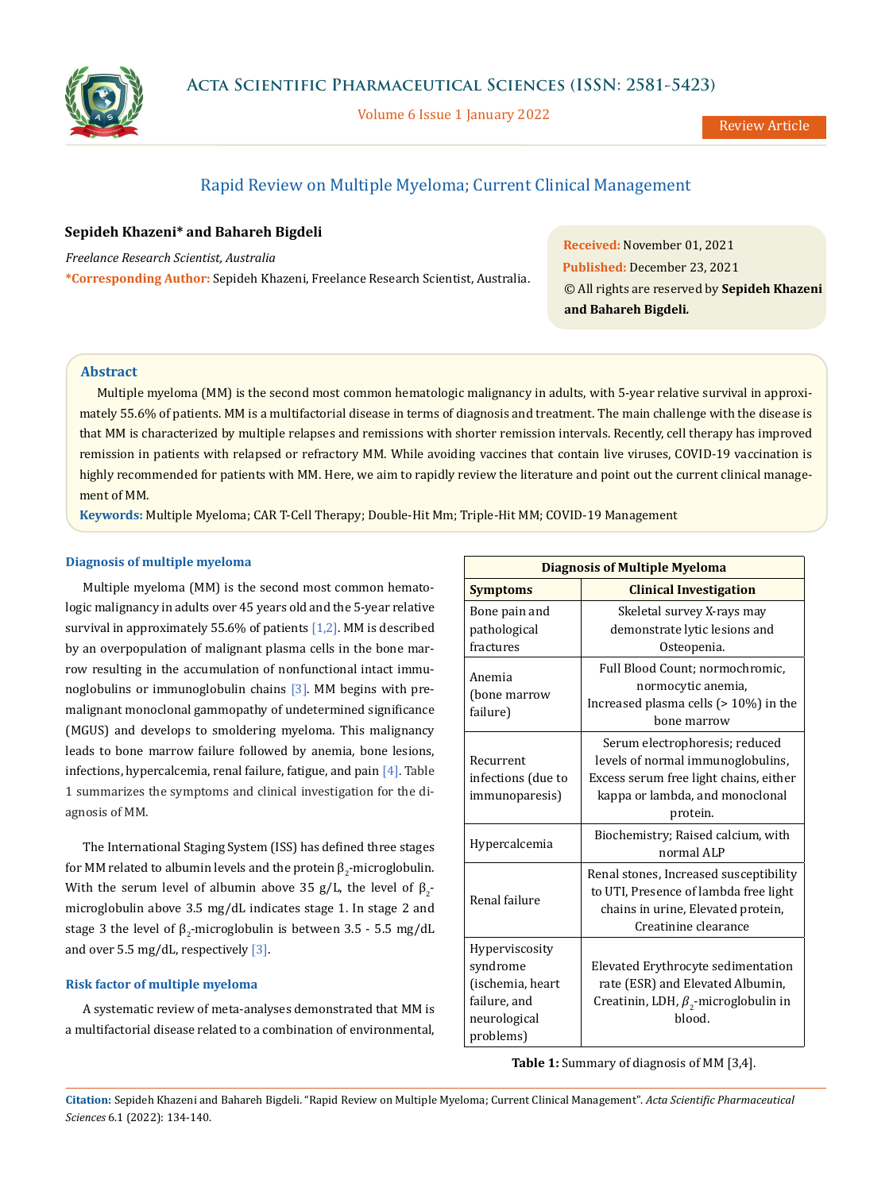Review Article

# Rapid Review on Multiple Myeloma; Current Clinical Management

**Sepideh Khazeni\* and Bahareh Bigdeli**

*Freelance Research Scientist, Australia*

**\*Corresponding Author:** Sepideh Khazeni, Freelance Research Scientist, Australia.

**Received:** November 01, 2021
**Published:** December 23, 2021
© All rights are reserved by **Sepideh Khazeni and Bahareh Bigdeli.**

## Abstract

Multiple myeloma (MM) is the second most common hematologic malignancy in adults, with 5-year relative survival in approximately 55.6% of patients. MM is a multifactorial disease in terms of diagnosis and treatment. The main challenge with the disease is that MM is characterized by multiple relapses and remissions with shorter remission intervals. Recently, cell therapy has improved remission in patients with relapsed or refractory MM. While avoiding vaccines that contain live viruses, COVID-19 vaccination is highly recommended for patients with MM. Here, we aim to rapidly review the literature and point out the current clinical management of MM.

**Keywords:** Multiple Myeloma; CAR T-Cell Therapy; Double-Hit Mm; Triple-Hit MM; COVID-19 Management

## Diagnosis of multiple myeloma

Multiple myeloma (MM) is the second most common hematologic malignancy in adults over 45 years old and the 5-year relative survival in approximately 55.6% of patients [1,2]. MM is described by an overpopulation of malignant plasma cells in the bone marrow resulting in the accumulation of nonfunctional intact immunoglobulins or immunoglobulin chains [3]. MM begins with premalignant monoclonal gammopathy of undetermined significance (MGUS) and develops to smoldering myeloma. This malignancy leads to bone marrow failure followed by anemia, bone lesions, infections, hypercalcemia, renal failure, fatigue, and pain [4]. Table 1 summarizes the symptoms and clinical investigation for the diagnosis of MM.

The International Staging System (ISS) has defined three stages for MM related to albumin levels and the protein $\beta_2$-microglobulin. With the serum level of albumin above 35 g/L, the level of $\beta_2$-microglobulin above 3.5 mg/dL indicates stage 1. In stage 2 and stage 3 the level of $\beta_2$-microglobulin is between 3.5 - 5.5 mg/dL and over 5.5 mg/dL, respectively [3].

| Diagnosis of Multiple Myeloma | |
|---|---|
| **Symptoms** | **Clinical Investigation** |
| Bone pain and pathological fractures | Skeletal survey X-rays may demonstrate lytic lesions and Osteopenia. |
| Anemia (bone marrow failure) | Full Blood Count; normochromic, normocytic anemia, Increased plasma cells (> 10%) in the bone marrow |
| Recurrent infections (due to immunoparesis) | Serum electrophoresis; reduced levels of normal immunoglobulins, Excess serum free light chains, either kappa or lambda, and monoclonal protein. |
| Hypercalcemia | Biochemistry; Raised calcium, with normal ALP |
| Renal failure | Renal stones, Increased susceptibility to UTI, Presence of lambda free light chains in urine, Elevated protein, Creatinine clearance |
| Hyperviscosity syndrome (ischemia, heart failure, and neurological problems) | Elevated Erythrocyte sedimentation rate (ESR) and Elevated Albumin, Creatinin, LDH, $\beta_2$-microglobulin in blood. |

**Table 1:** Summary of diagnosis of MM [3,4].

## Risk factor of multiple myeloma

A systematic review of meta-analyses demonstrated that MM is a multifactorial disease related to a combination of environmental,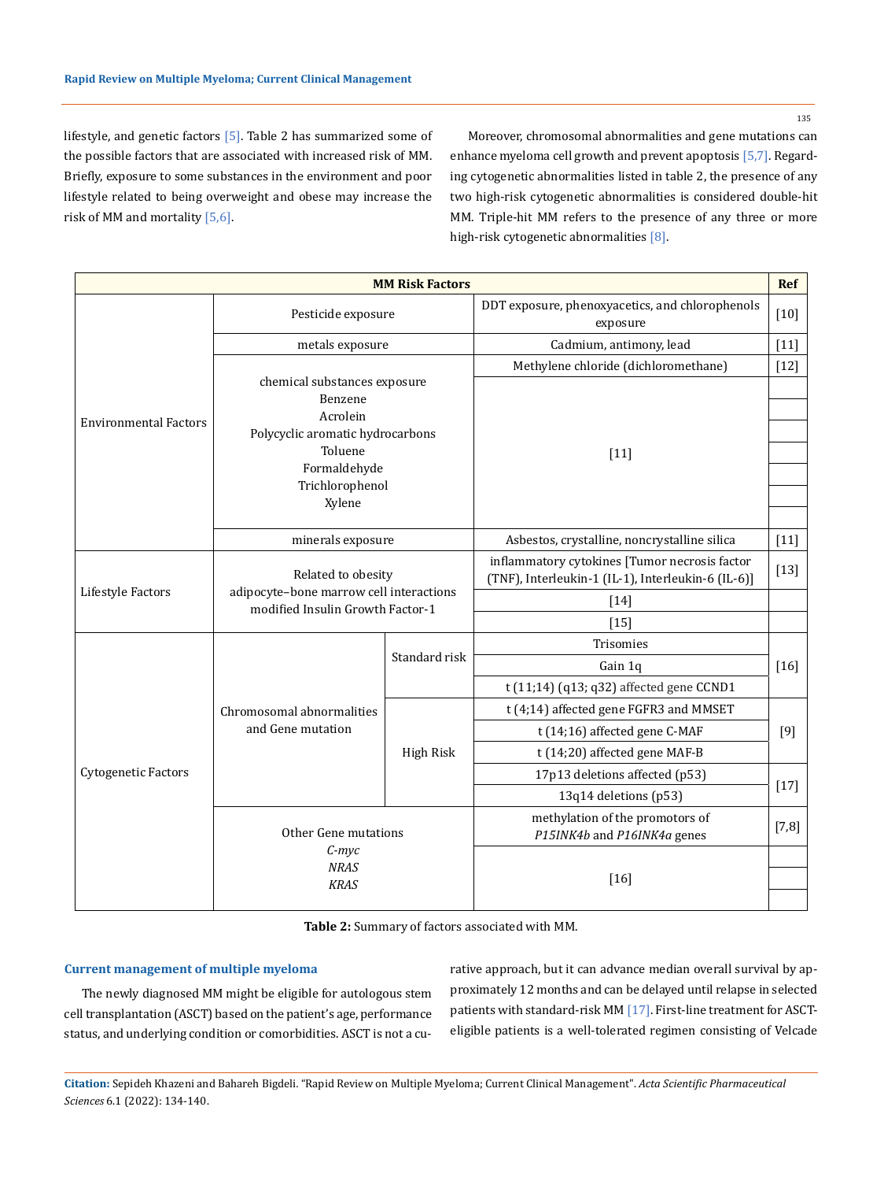lifestyle, and genetic factors [5]. Table 2 has summarized some of the possible factors that are associated with increased risk of MM. Briefly, exposure to some substances in the environment and poor lifestyle related to being overweight and obese may increase the risk of MM and mortality [5,6].

Moreover, chromosomal abnormalities and gene mutations can enhance myeloma cell growth and prevent apoptosis [5,7]. Regarding cytogenetic abnormalities listed in table 2, the presence of any two high-risk cytogenetic abnormalities is considered double-hit MM. Triple-hit MM refers to the presence of any three or more high-risk cytogenetic abnormalities [8].

| MM Risk Factors | | | | Ref |
|---|---|---|---|---|
| Environmental Factors | Pesticide exposure | | DDT exposure, phenoxyacetics, and chlorophenols exposure | [10] |
| | metals exposure | | Cadmium, antimony, lead | [11] |
| | chemical substances exposure | | Methylene chloride (dichloromethane) | [12] |
| | Benzene<br>Acrolein<br>Polycyclic aromatic hydrocarbons<br>Toluene<br>Formaldehyde<br>Trichlorophenol<br>Xylene | | [11] | |
| | minerals exposure | | Asbestos, crystalline, noncrystalline silica | [11] |
| Lifestyle Factors | Related to obesity | | inflammatory cytokines [Tumor necrosis factor (TNF), Interleukin-1 (IL-1), Interleukin-6 (IL-6)] | [13] |
| | adipocyte–bone marrow cell interactions | | [14] | |
| | modified Insulin Growth Factor-1 | | [15] | |
| Cytogenetic Factors | Chromosomal abnormalities and Gene mutation | Standard risk | Trisomies | [16] |
| | | | Gain 1q | |
| | | | t (11;14) (q13; q32) affected gene CCND1 | |
| | | High Risk | t (4;14) affected gene FGFR3 and MMSET | [9] |
| | | | t (14;16) affected gene C-MAF | |
| | | | t (14;20) affected gene MAF-B | |
| | | | 17p13 deletions affected (p53) | [17] |
| | | | 13q14 deletions (p53) | |
| | Other Gene mutations | | methylation of the promotors of *P15INK4b* and *P16INK4a* genes | [7,8] |
| | *C-myc*<br>*NRAS*<br>*KRAS* | | [16] | |

**Table 2:** Summary of factors associated with MM.

### Current management of multiple myeloma

The newly diagnosed MM might be eligible for autologous stem cell transplantation (ASCT) based on the patient's age, performance status, and underlying condition or comorbidities. ASCT is not a curative approach, but it can advance median overall survival by approximately 12 months and can be delayed until relapse in selected patients with standard-risk MM [17]. First-line treatment for ASCT-eligible patients is a well-tolerated regimen consisting of Velcade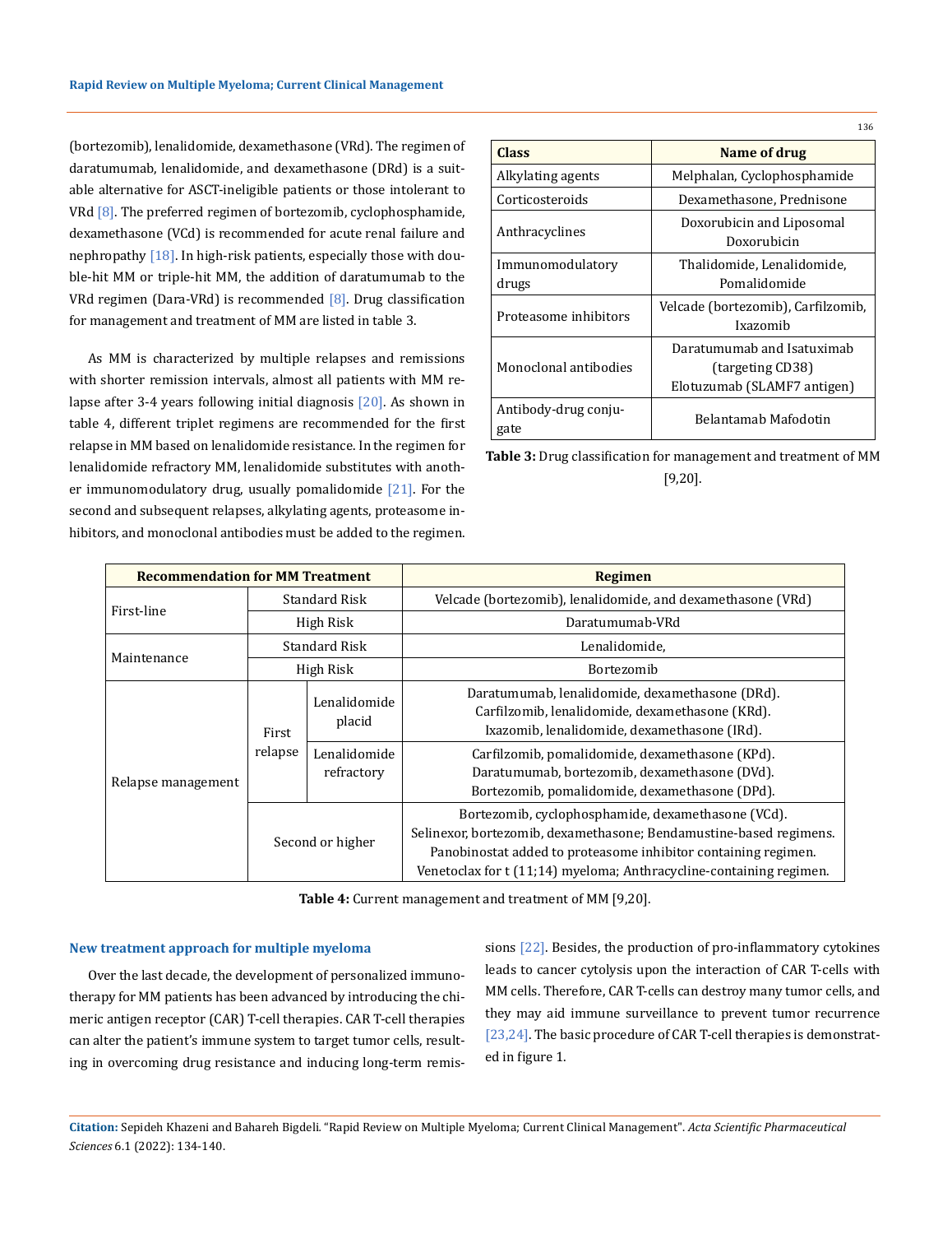(bortezomib), lenalidomide, dexamethasone (VRd). The regimen of daratumumab, lenalidomide, and dexamethasone (DRd) is a suitable alternative for ASCT-ineligible patients or those intolerant to VRd [8]. The preferred regimen of bortezomib, cyclophosphamide, dexamethasone (VCd) is recommended for acute renal failure and nephropathy [18]. In high-risk patients, especially those with double-hit MM or triple-hit MM, the addition of daratumumab to the VRd regimen (Dara-VRd) is recommended [8]. Drug classification for management and treatment of MM are listed in table 3.

As MM is characterized by multiple relapses and remissions with shorter remission intervals, almost all patients with MM relapse after 3-4 years following initial diagnosis [20]. As shown in table 4, different triplet regimens are recommended for the first relapse in MM based on lenalidomide resistance. In the regimen for lenalidomide refractory MM, lenalidomide substitutes with another immunomodulatory drug, usually pomalidomide [21]. For the second and subsequent relapses, alkylating agents, proteasome inhibitors, and monoclonal antibodies must be added to the regimen.

| Class | Name of drug |
|---|---|
| Alkylating agents | Melphalan, Cyclophosphamide |
| Corticosteroids | Dexamethasone, Prednisone |
| Anthracyclines | Doxorubicin and Liposomal Doxorubicin |
| Immunomodulatory drugs | Thalidomide, Lenalidomide, Pomalidomide |
| Proteasome inhibitors | Velcade (bortezomib), Carfilzomib, Ixazomib |
| Monoclonal antibodies | Daratumumab and Isatuximab (targeting CD38) Elotuzumab (SLAMF7 antigen) |
| Antibody-drug conjugate | Belantamab Mafodotin |

**Table 3:** Drug classification for management and treatment of MM [9,20].

| Recommendation for MM Treatment | | | Regimen |
|---|---|---|---|
| First-line | Standard Risk | | Velcade (bortezomib), lenalidomide, and dexamethasone (VRd) |
| | High Risk | | Daratumumab-VRd |
| Maintenance | Standard Risk | | Lenalidomide, |
| | High Risk | | Bortezomib |
| Relapse management | First relapse | Lenalidomide placid | Daratumumab, lenalidomide, dexamethasone (DRd). Carfilzomib, lenalidomide, dexamethasone (KRd). Ixazomib, lenalidomide, dexamethasone (IRd). |
| | | Lenalidomide refractory | Carfilzomib, pomalidomide, dexamethasone (KPd). Daratumumab, bortezomib, dexamethasone (DVd). Bortezomib, pomalidomide, dexamethasone (DPd). |
| | Second or higher | | Bortezomib, cyclophosphamide, dexamethasone (VCd). Selinexor, bortezomib, dexamethasone; Bendamustine-based regimens. Panobinostat added to proteasome inhibitor containing regimen. Venetoclax for t (11;14) myeloma; Anthracycline-containing regimen. |

**Table 4:** Current management and treatment of MM [9,20].

## New treatment approach for multiple myeloma

Over the last decade, the development of personalized immunotherapy for MM patients has been advanced by introducing the chimeric antigen receptor (CAR) T-cell therapies. CAR T-cell therapies can alter the patient's immune system to target tumor cells, resulting in overcoming drug resistance and inducing long-term remissions [22]. Besides, the production of pro-inflammatory cytokines leads to cancer cytolysis upon the interaction of CAR T-cells with MM cells. Therefore, CAR T-cells can destroy many tumor cells, and they may aid immune surveillance to prevent tumor recurrence [23,24]. The basic procedure of CAR T-cell therapies is demonstrated in figure 1.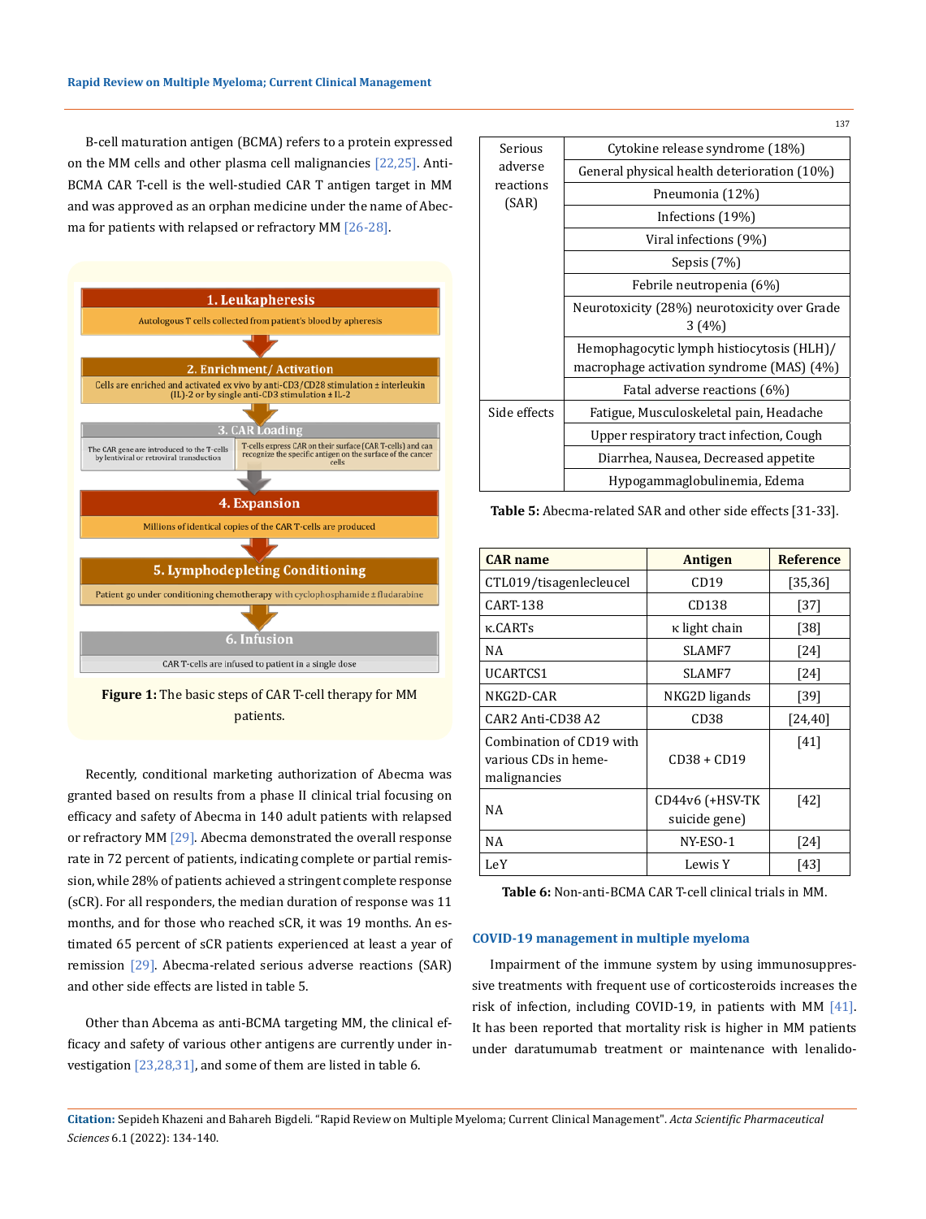B-cell maturation antigen (BCMA) refers to a protein expressed on the MM cells and other plasma cell malignancies [22,25]. Anti-BCMA CAR T-cell is the well-studied CAR T antigen target in MM and was approved as an orphan medicine under the name of Abecma for patients with relapsed or refractory MM [26-28].

**1. Leukapheresis**
Autologous T cells collected from patient's blood by apheresis

**2. Enrichment/ Activation**
Cells are enriched and activated ex vivo by anti-CD3/CD28 stimulation ± interleukin (IL)-2 or by single anti-CD3 stimulation ± IL-2

**3. CAR Loading**
The CAR gene are introduced to the T-cells by lentiviral or retroviral transduction | T-cells express CAR on their surface (CAR T-cells) and can recognize the specific antigen on the surface of the cancer cells

**4. Expansion**
Millions of identical copies of the CAR T-cells are produced

**5. Lymphodepleting Conditioning**
Patient go under conditioning chemotherapy with cyclophosphamide ± fludarabine

**6. Infusion**
CAR T-cells are infused to patient in a single dose

**Figure 1:** The basic steps of CAR T-cell therapy for MM patients.

Recently, conditional marketing authorization of Abecma was granted based on results from a phase II clinical trial focusing on efficacy and safety of Abecma in 140 adult patients with relapsed or refractory MM [29]. Abecma demonstrated the overall response rate in 72 percent of patients, indicating complete or partial remission, while 28% of patients achieved a stringent complete response (sCR). For all responders, the median duration of response was 11 months, and for those who reached sCR, it was 19 months. An estimated 65 percent of sCR patients experienced at least a year of remission [29]. Abecma-related serious adverse reactions (SAR) and other side effects are listed in table 5.

Other than Abcema as anti-BCMA targeting MM, the clinical efficacy and safety of various other antigens are currently under investigation [23,28,31], and some of them are listed in table 6.

| | |
|---|---|
| Serious adverse reactions (SAR) | Cytokine release syndrome (18%) |
| | General physical health deterioration (10%) |
| | Pneumonia (12%) |
| | Infections (19%) |
| | Viral infections (9%) |
| | Sepsis (7%) |
| | Febrile neutropenia (6%) |
| | Neurotoxicity (28%) neurotoxicity over Grade 3 (4%) |
| | Hemophagocytic lymph histiocytosis (HLH)/ macrophage activation syndrome (MAS) (4%) |
| | Fatal adverse reactions (6%) |
| Side effects | Fatigue, Musculoskeletal pain, Headache |
| | Upper respiratory tract infection, Cough |
| | Diarrhea, Nausea, Decreased appetite |
| | Hypogammaglobulinemia, Edema |

**Table 5:** Abecma-related SAR and other side effects [31-33].

| CAR name | Antigen | Reference |
|---|---|---|
| CTL019/tisagenlecleucel | CD19 | [35,36] |
| CART-138 | CD138 | [37] |
| κ.CARTs | κ light chain | [38] |
| NA | SLAMF7 | [24] |
| UCARTCS1 | SLAMF7 | [24] |
| NKG2D-CAR | NKG2D ligands | [39] |
| CAR2 Anti-CD38 A2 | CD38 | [24,40] |
| Combination of CD19 with various CDs in heme-malignancies | CD38 + CD19 | [41] |
| NA | CD44v6 (+HSV-TK suicide gene) | [42] |
| NA | NY-ESO-1 | [24] |
| LeY | Lewis Y | [43] |

**Table 6:** Non-anti-BCMA CAR T-cell clinical trials in MM.

## COVID-19 management in multiple myeloma

Impairment of the immune system by using immunosuppressive treatments with frequent use of corticosteroids increases the risk of infection, including COVID-19, in patients with MM [41]. It has been reported that mortality risk is higher in MM patients under daratumumab treatment or maintenance with lenalido-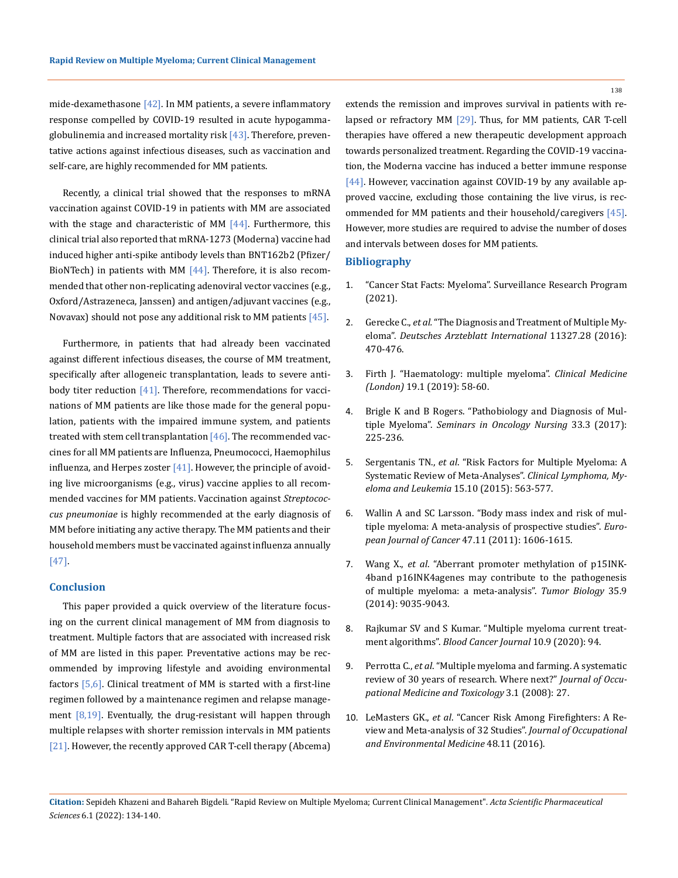mide-dexamethasone [42]. In MM patients, a severe inflammatory response compelled by COVID-19 resulted in acute hypogammaglobulinemia and increased mortality risk [43]. Therefore, preventative actions against infectious diseases, such as vaccination and self-care, are highly recommended for MM patients.

Recently, a clinical trial showed that the responses to mRNA vaccination against COVID-19 in patients with MM are associated with the stage and characteristic of MM [44]. Furthermore, this clinical trial also reported that mRNA-1273 (Moderna) vaccine had induced higher anti-spike antibody levels than BNT162b2 (Pfizer/BioNTech) in patients with MM [44]. Therefore, it is also recommended that other non-replicating adenoviral vector vaccines (e.g., Oxford/Astrazeneca, Janssen) and antigen/adjuvant vaccines (e.g., Novavax) should not pose any additional risk to MM patients [45].

Furthermore, in patients that had already been vaccinated against different infectious diseases, the course of MM treatment, specifically after allogeneic transplantation, leads to severe antibody titer reduction [41]. Therefore, recommendations for vaccinations of MM patients are like those made for the general population, patients with the impaired immune system, and patients treated with stem cell transplantation [46]. The recommended vaccines for all MM patients are Influenza, Pneumococci, Haemophilus influenza, and Herpes zoster [41]. However, the principle of avoiding live microorganisms (e.g., virus) vaccine applies to all recommended vaccines for MM patients. Vaccination against *Streptococcus pneumoniae* is highly recommended at the early diagnosis of MM before initiating any active therapy. The MM patients and their household members must be vaccinated against influenza annually [47].

## Conclusion

This paper provided a quick overview of the literature focusing on the current clinical management of MM from diagnosis to treatment. Multiple factors that are associated with increased risk of MM are listed in this paper. Preventative actions may be recommended by improving lifestyle and avoiding environmental factors [5,6]. Clinical treatment of MM is started with a first-line regimen followed by a maintenance regimen and relapse management [8,19]. Eventually, the drug-resistant will happen through multiple relapses with shorter remission intervals in MM patients [21]. However, the recently approved CAR T-cell therapy (Abcema) extends the remission and improves survival in patients with relapsed or refractory MM [29]. Thus, for MM patients, CAR T-cell therapies have offered a new therapeutic development approach towards personalized treatment. Regarding the COVID-19 vaccination, the Moderna vaccine has induced a better immune response [44]. However, vaccination against COVID-19 by any available approved vaccine, excluding those containing the live virus, is recommended for MM patients and their household/caregivers [45]. However, more studies are required to advise the number of doses and intervals between doses for MM patients.

## Bibliography

1. "Cancer Stat Facts: Myeloma". Surveillance Research Program (2021).
2. Gerecke C., *et al.* "The Diagnosis and Treatment of Multiple Myeloma". *Deutsches Arzteblatt International* 11327.28 (2016): 470-476.
3. Firth J. "Haematology: multiple myeloma". *Clinical Medicine (London)* 19.1 (2019): 58-60.
4. Brigle K and B Rogers. "Pathobiology and Diagnosis of Multiple Myeloma". *Seminars in Oncology Nursing* 33.3 (2017): 225-236.
5. Sergentanis TN., *et al*. "Risk Factors for Multiple Myeloma: A Systematic Review of Meta-Analyses". *Clinical Lymphoma, Myeloma and Leukemia* 15.10 (2015): 563-577.
6. Wallin A and SC Larsson. "Body mass index and risk of multiple myeloma: A meta-analysis of prospective studies". *European Journal of Cancer* 47.11 (2011): 1606-1615.
7. Wang X., *et al*. "Aberrant promoter methylation of p15INK-4band p16INK4agenes may contribute to the pathogenesis of multiple myeloma: a meta-analysis". *Tumor Biology* 35.9 (2014): 9035-9043.
8. Rajkumar SV and S Kumar. "Multiple myeloma current treatment algorithms". *Blood Cancer Journal* 10.9 (2020): 94.
9. Perrotta C., *et al*. "Multiple myeloma and farming. A systematic review of 30 years of research. Where next?" *Journal of Occupational Medicine and Toxicology* 3.1 (2008): 27.
10. LeMasters GK., *et al*. "Cancer Risk Among Firefighters: A Review and Meta-analysis of 32 Studies". *Journal of Occupational and Environmental Medicine* 48.11 (2016).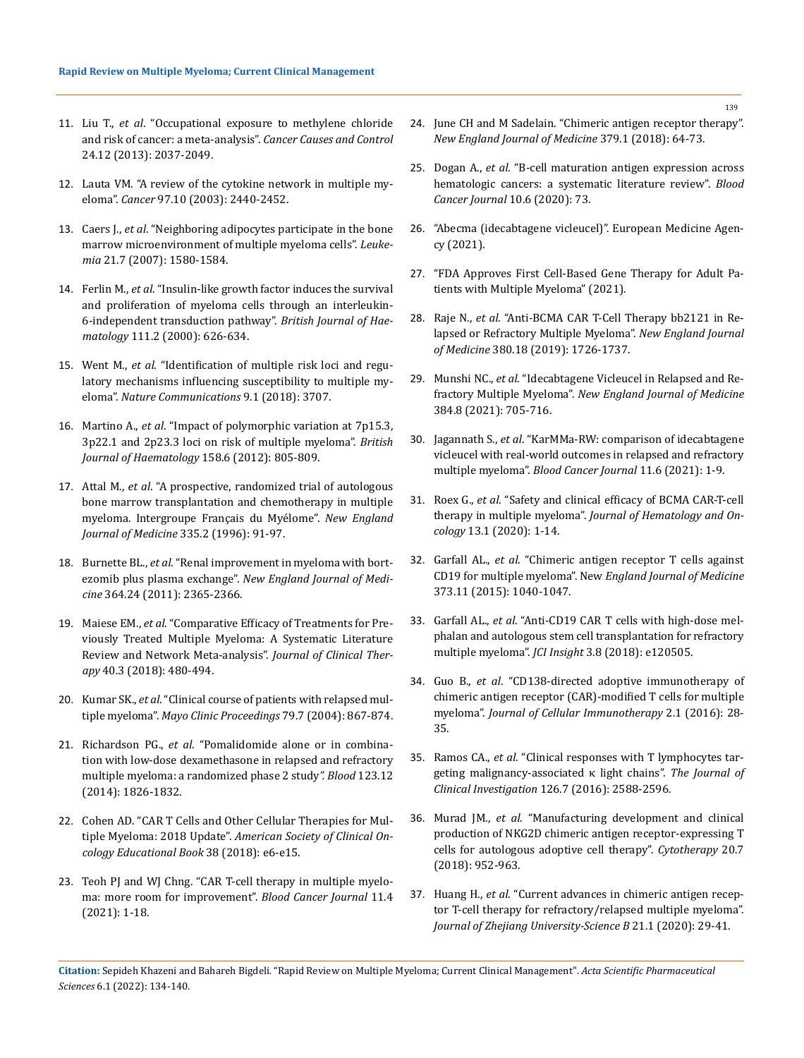11. Liu T., *et al*. "Occupational exposure to methylene chloride and risk of cancer: a meta-analysis". *Cancer Causes and Control* 24.12 (2013): 2037-2049.

12. Lauta VM. "A review of the cytokine network in multiple myeloma". *Cancer* 97.10 (2003): 2440-2452.

13. Caers J., *et al*. "Neighboring adipocytes participate in the bone marrow microenvironment of multiple myeloma cells". *Leukemia* 21.7 (2007): 1580-1584.

14. Ferlin M., *et al*. "Insulin-like growth factor induces the survival and proliferation of myeloma cells through an interleukin-6-independent transduction pathway". *British Journal of Haematology* 111.2 (2000): 626-634.

15. Went M., *et al*. "Identification of multiple risk loci and regulatory mechanisms influencing susceptibility to multiple myeloma". *Nature Communications* 9.1 (2018): 3707.

16. Martino A., *et al*. "Impact of polymorphic variation at 7p15.3, 3p22.1 and 2p23.3 loci on risk of multiple myeloma". *British Journal of Haematology* 158.6 (2012): 805-809.

17. Attal M., *et al*. "A prospective, randomized trial of autologous bone marrow transplantation and chemotherapy in multiple myeloma. Intergroupe Français du Myélome". *New England Journal of Medicine* 335.2 (1996): 91-97.

18. Burnette BL., *et al*. "Renal improvement in myeloma with bortezomib plus plasma exchange". *New England Journal of Medicine* 364.24 (2011): 2365-2366.

19. Maiese EM., *et al*. "Comparative Efficacy of Treatments for Previously Treated Multiple Myeloma: A Systematic Literature Review and Network Meta-analysis". *Journal of Clinical Therapy* 40.3 (2018): 480-494.

20. Kumar SK., *et al*. "Clinical course of patients with relapsed multiple myeloma". *Mayo Clinic Proceedings* 79.7 (2004): 867-874.

21. Richardson PG., *et al*. "Pomalidomide alone or in combination with low-dose dexamethasone in relapsed and refractory multiple myeloma: a randomized phase 2 study". *Blood* 123.12 (2014): 1826-1832.

22. Cohen AD. "CAR T Cells and Other Cellular Therapies for Multiple Myeloma: 2018 Update". *American Society of Clinical Oncology Educational Book* 38 (2018): e6-e15.

23. Teoh PJ and WJ Chng. "CAR T-cell therapy in multiple myeloma: more room for improvement". *Blood Cancer Journal* 11.4 (2021): 1-18.

24. June CH and M Sadelain. "Chimeric antigen receptor therapy". *New England Journal of Medicine* 379.1 (2018): 64-73.

25. Dogan A., *et al*. "B-cell maturation antigen expression across hematologic cancers: a systematic literature review". *Blood Cancer Journal* 10.6 (2020): 73.

26. "Abecma (idecabtagene vicleucel)". European Medicine Agency (2021).

27. "FDA Approves First Cell-Based Gene Therapy for Adult Patients with Multiple Myeloma" (2021).

28. Raje N., *et al*. "Anti-BCMA CAR T-Cell Therapy bb2121 in Relapsed or Refractory Multiple Myeloma". *New England Journal of Medicine* 380.18 (2019): 1726-1737.

29. Munshi NC., *et al*. "Idecabtagene Vicleucel in Relapsed and Refractory Multiple Myeloma". *New England Journal of Medicine* 384.8 (2021): 705-716.

30. Jagannath S., *et al*. "KarMMa-RW: comparison of idecabtagene vicleucel with real-world outcomes in relapsed and refractory multiple myeloma". *Blood Cancer Journal* 11.6 (2021): 1-9.

31. Roex G., *et al*. "Safety and clinical efficacy of BCMA CAR-T-cell therapy in multiple myeloma". *Journal of Hematology and Oncology* 13.1 (2020): 1-14.

32. Garfall AL., *et al*. "Chimeric antigen receptor T cells against CD19 for multiple myeloma". New *England Journal of Medicine* 373.11 (2015): 1040-1047.

33. Garfall AL., *et al*. "Anti-CD19 CAR T cells with high-dose melphalan and autologous stem cell transplantation for refractory multiple myeloma". *JCI Insight* 3.8 (2018): e120505.

34. Guo B., *et al*. "CD138-directed adoptive immunotherapy of chimeric antigen receptor (CAR)-modified T cells for multiple myeloma". *Journal of Cellular Immunotherapy* 2.1 (2016): 28-35.

35. Ramos CA., *et al*. "Clinical responses with T lymphocytes targeting malignancy-associated κ light chains". *The Journal of Clinical Investigation* 126.7 (2016): 2588-2596.

36. Murad JM., *et al*. "Manufacturing development and clinical production of NKG2D chimeric antigen receptor-expressing T cells for autologous adoptive cell therapy". *Cytotherapy* 20.7 (2018): 952-963.

37. Huang H., *et al*. "Current advances in chimeric antigen receptor T-cell therapy for refractory/relapsed multiple myeloma". *Journal of Zhejiang University-Science B* 21.1 (2020): 29-41.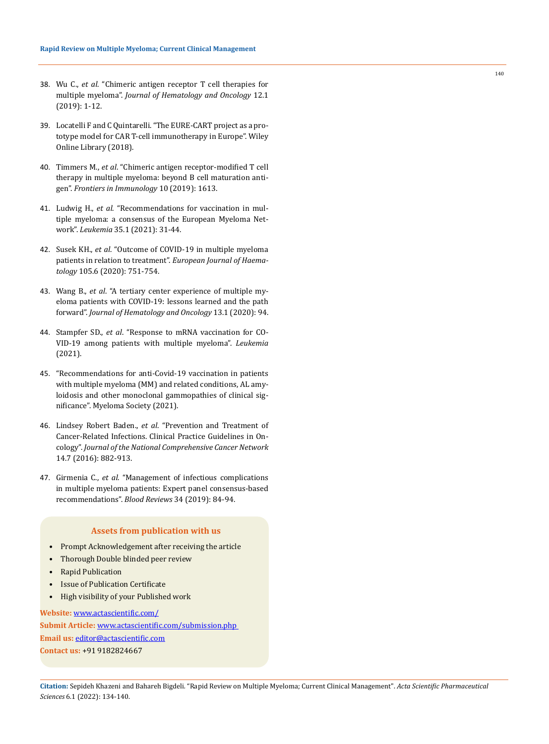38. Wu C., *et al*. "Chimeric antigen receptor T cell therapies for multiple myeloma". *Journal of Hematology and Oncology* 12.1 (2019): 1-12.

39. Locatelli F and C Quintarelli. "The EURE-CART project as a prototype model for CAR T-cell immunotherapy in Europe". Wiley Online Library (2018).

40. Timmers M., *et al*. "Chimeric antigen receptor-modified T cell therapy in multiple myeloma: beyond B cell maturation antigen". *Frontiers in Immunology* 10 (2019): 1613.

41. Ludwig H., *et al*. "Recommendations for vaccination in multiple myeloma: a consensus of the European Myeloma Network". *Leukemia* 35.1 (2021): 31-44.

42. Susek KH., *et al*. "Outcome of COVID-19 in multiple myeloma patients in relation to treatment". *European Journal of Haematology* 105.6 (2020): 751-754.

43. Wang B., *et al*. "A tertiary center experience of multiple myeloma patients with COVID-19: lessons learned and the path forward". *Journal of Hematology and Oncology* 13.1 (2020): 94.

44. Stampfer SD., *et al*. "Response to mRNA vaccination for COVID-19 among patients with multiple myeloma". *Leukemia* (2021).

45. "Recommendations for anti-Covid-19 vaccination in patients with multiple myeloma (MM) and related conditions, AL amyloidosis and other monoclonal gammopathies of clinical significance". Myeloma Society (2021).

46. Lindsey Robert Baden., *et al*. "Prevention and Treatment of Cancer-Related Infections. Clinical Practice Guidelines in Oncology". *Journal of the National Comprehensive Cancer Network* 14.7 (2016): 882-913.

47. Girmenia C., *et al*. "Management of infectious complications in multiple myeloma patients: Expert panel consensus-based recommendations". *Blood Reviews* 34 (2019): 84-94.

**Assets from publication with us**

- Prompt Acknowledgement after receiving the article
- Thorough Double blinded peer review
- Rapid Publication
- Issue of Publication Certificate
- High visibility of your Published work

**Website:** www.actascientific.com/
**Submit Article:** www.actascientific.com/submission.php
**Email us:** editor@actascientific.com
**Contact us:** +91 9182824667